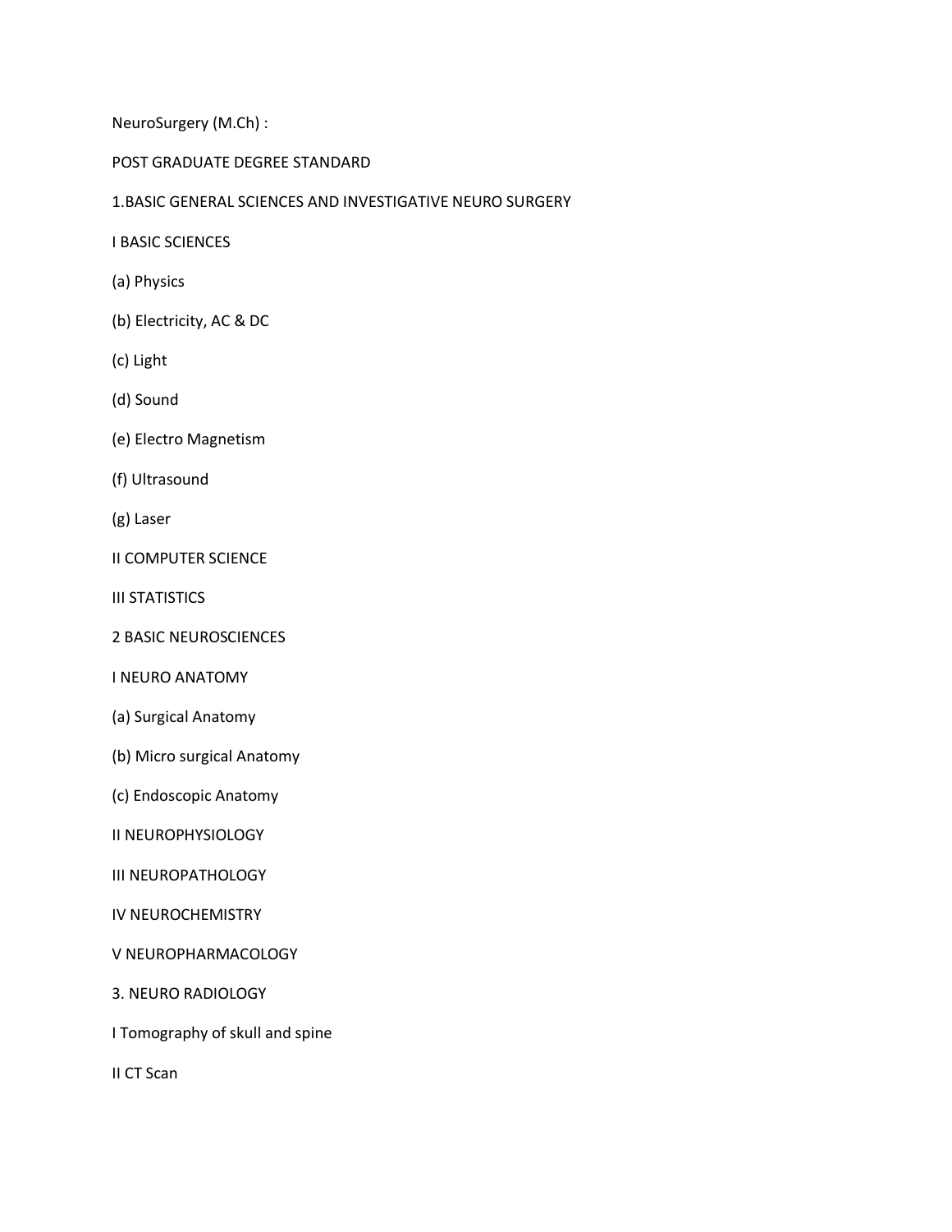# NeuroSurgery (M.Ch) :

POST GRADUATE DEGREE STANDARD

## 1.BASIC GENERAL SCIENCES AND INVESTIGATIVE NEURO SURGERY

### I BASIC SCIENCES

(a) Physics

(b) Electricity, AC & DC

(c) Light

(d) Sound

(e) Electro Magnetism

(f) Ultrasound

(g) Laser

### II COMPUTER SCIENCE

### III STATISTICS

## 2 BASIC NEUROSCIENCES

### I NEURO ANATOMY

(a) Surgical Anatomy

(b) Micro surgical Anatomy

(c) Endoscopic Anatomy

### II NEUROPHYSIOLOGY

### III NEUROPATHOLOGY

### IV NEUROCHEMISTRY

### V NEUROPHARMACOLOGY

## 3. NEURO RADIOLOGY

I Tomography of skull and spine

II CT Scan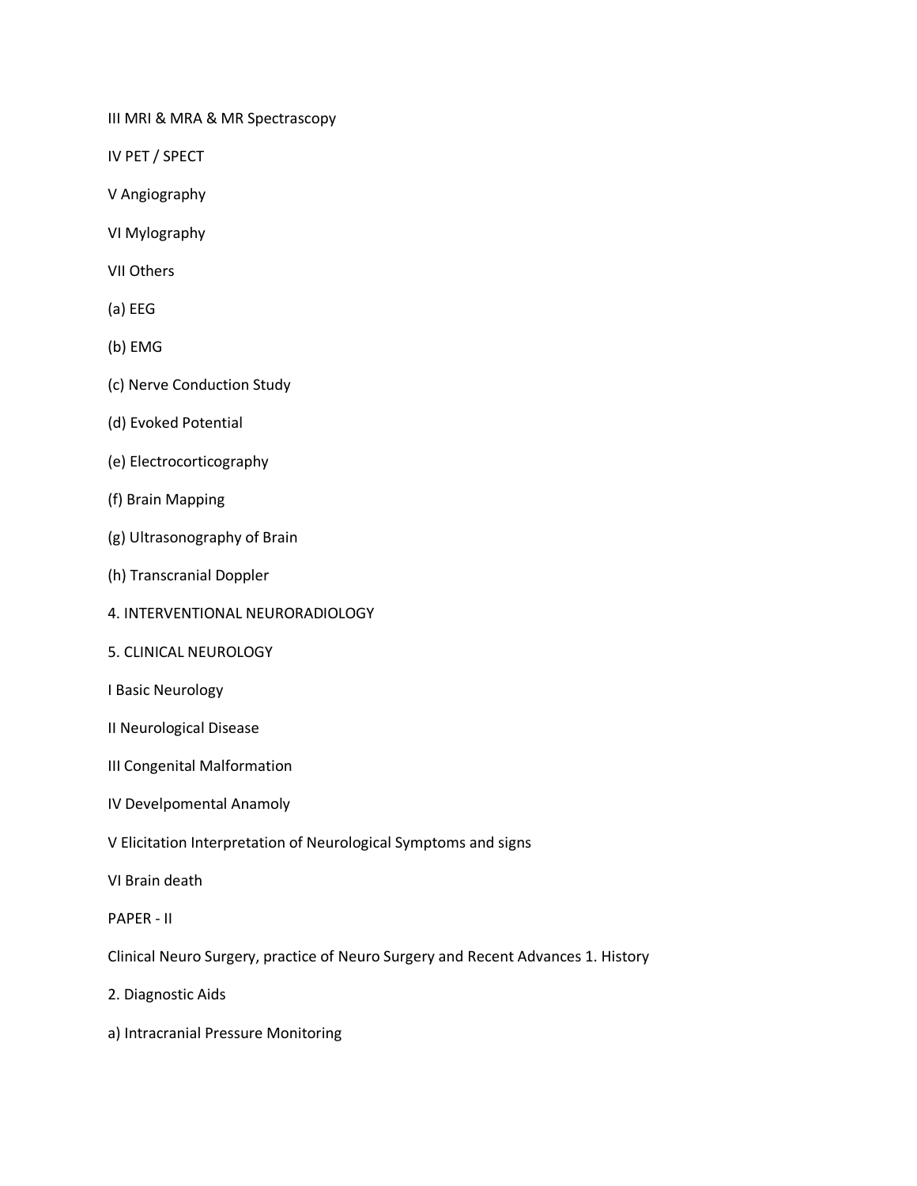III MRI & MRA & MR Spectrascopy

IV PET / SPECT

V Angiography

VI Mylography

VII Others

(a) EEG

(b) EMG

(c) Nerve Conduction Study

(d) Evoked Potential

(e) Electrocorticography

(f) Brain Mapping

(g) Ultrasonography of Brain

(h) Transcranial Doppler

4. INTERVENTIONAL NEURORADIOLOGY

5. CLINICAL NEUROLOGY

I Basic Neurology

II Neurological Disease

III Congenital Malformation

IV Develpomental Anamoly

V Elicitation Interpretation of Neurological Symptoms and signs

VI Brain death

PAPER - II

Clinical Neuro Surgery, practice of Neuro Surgery and Recent Advances 1. History

2. Diagnostic Aids

a) Intracranial Pressure Monitoring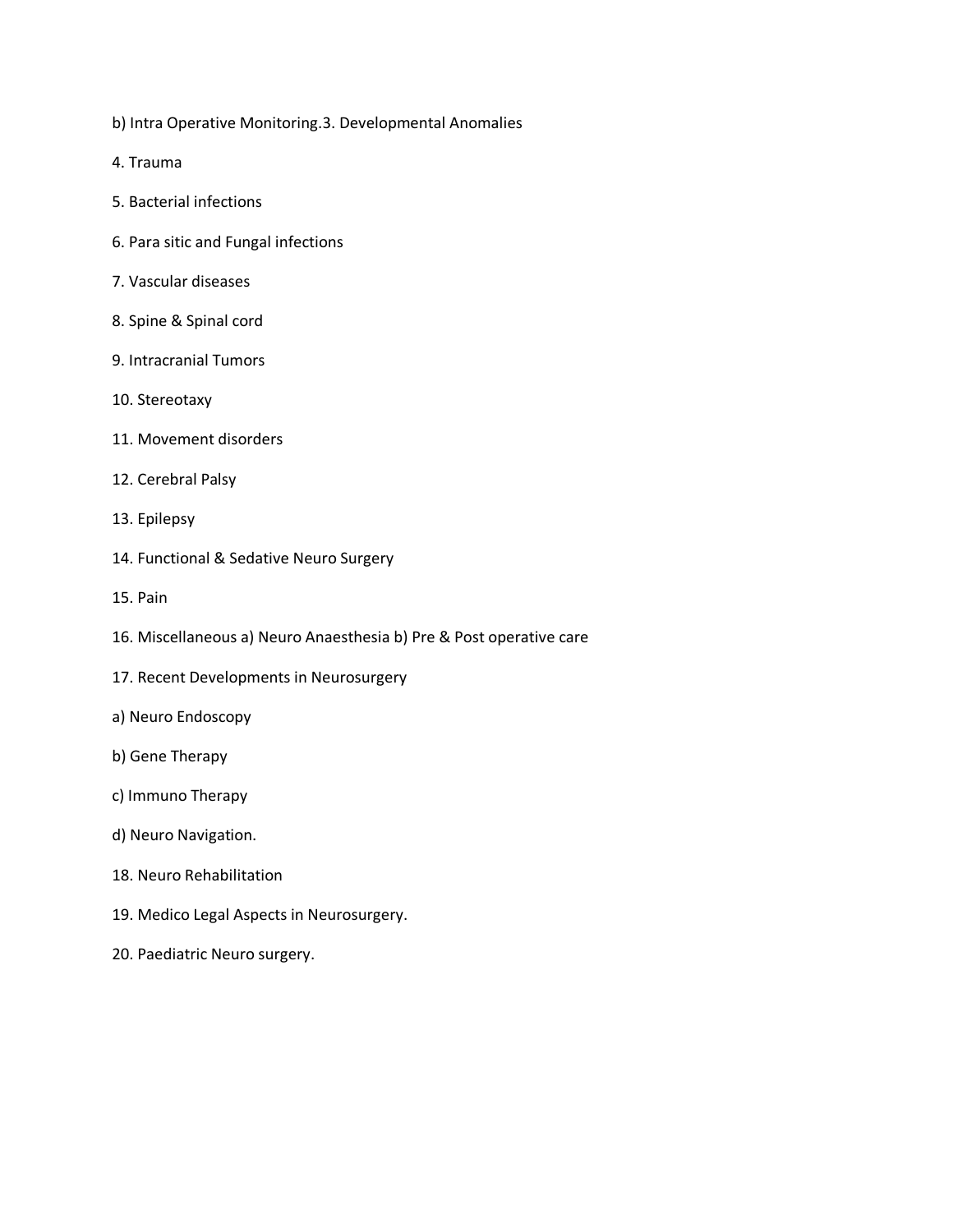b) Intra Operative Monitoring.3. Developmental Anomalies

4. Trauma

5. Bacterial infections

6. Para sitic and Fungal infections

7. Vascular diseases

8. Spine & Spinal cord

9. Intracranial Tumors

10. Stereotaxy

11. Movement disorders

12. Cerebral Palsy

13. Epilepsy

14. Functional & Sedative Neuro Surgery

15. Pain

16. Miscellaneous a) Neuro Anaesthesia b) Pre & Post operative care

17. Recent Developments in Neurosurgery

a) Neuro Endoscopy

b) Gene Therapy

c) Immuno Therapy

d) Neuro Navigation.

18. Neuro Rehabilitation

19. Medico Legal Aspects in Neurosurgery.

20. Paediatric Neuro surgery.